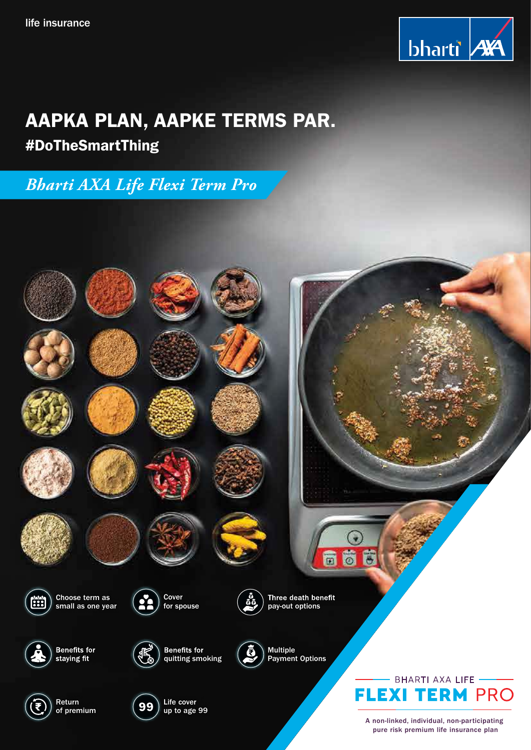life insurance

bharti AXA

# AAPKA PLAN, AAPKE TERMS PAR.

## #DoTheSmartThing

*Bharti AXA Life Flexi Term Pro*

- Choose term as small as one year
- Cover for spouse
- Three death benefit pay-out options
- Benefits for staying fit
- Benefits for quitting smoking
- Multiple Payment Options
- Return of premium
- Life cover up to age 99

BHARTI AXA LIFE

**FLEXI TERM PRO**

A non-linked, individual, non-participating pure risk premium life insurance plan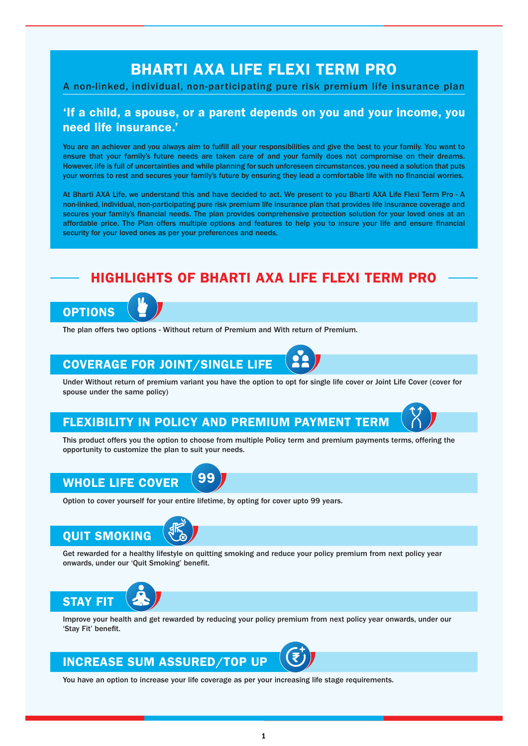# BHARTI AXA LIFE FLEXI TERM PRO

A non-linked, individual, non-participating pure risk premium life insurance plan

## 'If a child, a spouse, or a parent depends on you and your income, you need life insurance.'

You are an achiever and you always aim to fulfill all your responsibilities and give the best to your family. You want to ensure that your family's future needs are taken care of and your family does not compromise on their dreams. However, life is full of uncertainties and while planning for such unforeseen circumstances, you need a solution that puts your worries to rest and secures your family's future by ensuring they lead a comfortable life with no financial worries.

At Bharti AXA Life, we understand this and have decided to act. We present to you Bharti AXA Life Flexi Term Pro - A non-linked, individual, non-participating pure risk premium life insurance plan that provides life insurance coverage and secures your family's financial needs. The plan provides comprehensive protection solution for your loved ones at an affordable price. The Plan offers multiple options and features to help you to insure your life and ensure financial security for your loved ones as per your preferences and needs.

## HIGHLIGHTS OF BHARTI AXA LIFE FLEXI TERM PRO

### OPTIONS

The plan offers two options - Without return of Premium and With return of Premium.

### COVERAGE FOR JOINT/SINGLE LIFE

Under Without return of premium variant you have the option to opt for single life cover or Joint Life Cover (cover for spouse under the same policy)

### FLEXIBILITY IN POLICY AND PREMIUM PAYMENT TERM

This product offers you the option to choose from multiple Policy term and premium payments terms, offering the opportunity to customize the plan to suit your needs.

### WHOLE LIFE COVER

Option to cover yourself for your entire lifetime, by opting for cover upto 99 years.

### QUIT SMOKING

Get rewarded for a healthy lifestyle on quitting smoking and reduce your policy premium from next policy year onwards, under our 'Quit Smoking' benefit.

### STAY FIT

Improve your health and get rewarded by reducing your policy premium from next policy year onwards, under our 'Stay Fit' benefit.

### INCREASE SUM ASSURED/TOP UP

You have an option to increase your life coverage as per your increasing life stage requirements.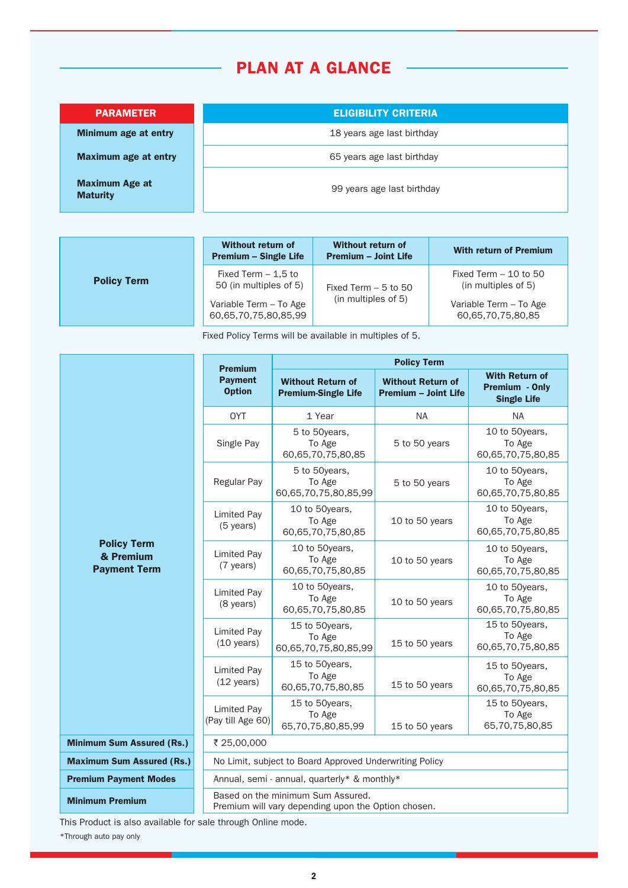# PLAN AT A GLANCE

| PARAMETER | ELIGIBILITY CRITERIA |
|---|---|
| Minimum age at entry | 18 years age last birthday |
| Maximum age at entry | 65 years age last birthday |
| Maximum Age at Maturity | 99 years age last birthday |

| Policy Term | Without return of Premium – Single Life | Without return of Premium – Joint Life | With return of Premium |
|---|---|---|---|
| | Fixed Term – 1,5 to 50 (in multiples of 5)<br>Variable Term – To Age 60,65,70,75,80,85,99 | Fixed Term – 5 to 50 (in multiples of 5) | Fixed Term – 10 to 50 (in multiples of 5)<br>Variable Term – To Age 60,65,70,75,80,85 |

Fixed Policy Terms will be available in multiples of 5.

| | Premium Payment Option | Policy Term | | |
|---|---|---|---|---|
| | | Without Return of Premium-Single Life | Without Return of Premium – Joint Life | With Return of Premium - Only Single Life |
| Policy Term & Premium Payment Term | OYT | 1 Year | NA | NA |
| | Single Pay | 5 to 50years, To Age 60,65,70,75,80,85 | 5 to 50 years | 10 to 50years, To Age 60,65,70,75,80,85 |
| | Regular Pay | 5 to 50years, To Age 60,65,70,75,80,85,99 | 5 to 50 years | 10 to 50years, To Age 60,65,70,75,80,85 |
| | Limited Pay (5 years) | 10 to 50years, To Age 60,65,70,75,80,85 | 10 to 50 years | 10 to 50years, To Age 60,65,70,75,80,85 |
| | Limited Pay (7 years) | 10 to 50years, To Age 60,65,70,75,80,85 | 10 to 50 years | 10 to 50years, To Age 60,65,70,75,80,85 |
| | Limited Pay (8 years) | 10 to 50years, To Age 60,65,70,75,80,85 | 10 to 50 years | 10 to 50years, To Age 60,65,70,75,80,85 |
| | Limited Pay (10 years) | 15 to 50years, To Age 60,65,70,75,80,85,99 | 15 to 50 years | 15 to 50years, To Age 60,65,70,75,80,85 |
| | Limited Pay (12 years) | 15 to 50years, To Age 60,65,70,75,80,85 | 15 to 50 years | 15 to 50years, To Age 60,65,70,75,80,85 |
| | Limited Pay (Pay till Age 60) | 15 to 50years, To Age 65,70,75,80,85,99 | 15 to 50 years | 15 to 50years, To Age 65,70,75,80,85 |

| | |
|---|---|
| Minimum Sum Assured (Rs.) | ₹ 25,00,000 |
| Maximum Sum Assured (Rs.) | No Limit, subject to Board Approved Underwriting Policy |
| Premium Payment Modes | Annual, semi - annual, quarterly* & monthly* |
| Minimum Premium | Based on the minimum Sum Assured.<br>Premium will vary depending upon the Option chosen. |

This Product is also available for sale through Online mode.

*Through auto pay only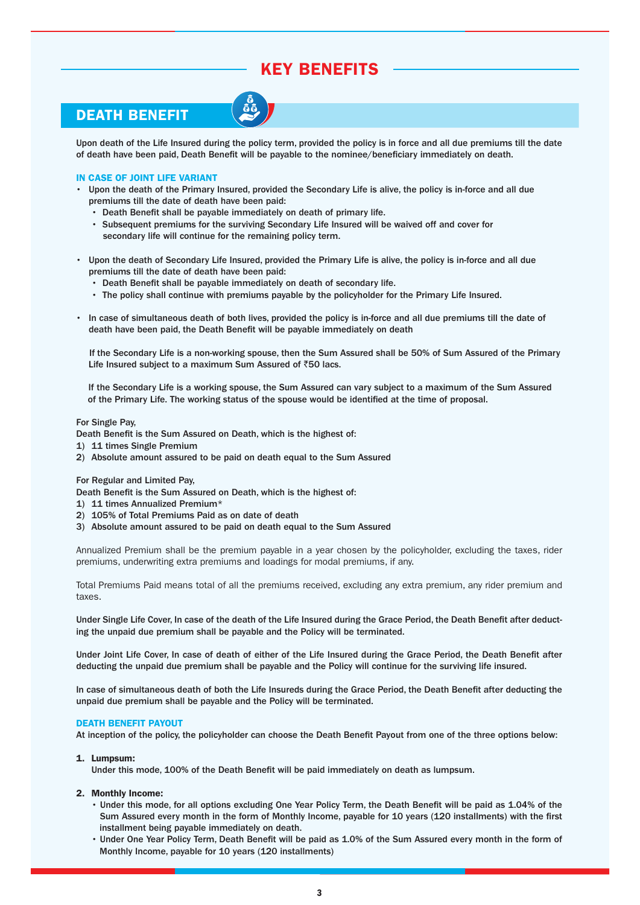# KEY BENEFITS

## DEATH BENEFIT

**Upon death of the Life Insured during the policy term, provided the policy is in force and all due premiums till the date of death have been paid, Death Benefit will be payable to the nominee/beneficiary immediately on death.**

### IN CASE OF JOINT LIFE VARIANT

- **Upon the death of the Primary Insured, provided the Secondary Life is alive, the policy is in-force and all due premiums till the date of death have been paid:**
  - **Death Benefit shall be payable immediately on death of primary life.**
  - **Subsequent premiums for the surviving Secondary Life Insured will be waived off and cover for secondary life will continue for the remaining policy term.**

- **Upon the death of Secondary Life Insured, provided the Primary Life is alive, the policy is in-force and all due premiums till the date of death have been paid:**
  - **Death Benefit shall be payable immediately on death of secondary life.**
  - **The policy shall continue with premiums payable by the policyholder for the Primary Life Insured.**

- **In case of simultaneous death of both lives, provided the policy is in-force and all due premiums till the date of death have been paid, the Death Benefit will be payable immediately on death**

  **If the Secondary Life is a non-working spouse, then the Sum Assured shall be 50% of Sum Assured of the Primary Life Insured subject to a maximum Sum Assured of ₹50 lacs.**

  **If the Secondary Life is a working spouse, the Sum Assured can vary subject to a maximum of the Sum Assured of the Primary Life. The working status of the spouse would be identified at the time of proposal.**

**For Single Pay,**
**Death Benefit is the Sum Assured on Death, which is the highest of:**
1) **11 times Single Premium**
2) **Absolute amount assured to be paid on death equal to the Sum Assured**

**For Regular and Limited Pay,**
**Death Benefit is the Sum Assured on Death, which is the highest of:**
1) **11 times Annualized Premium***
2) **105% of Total Premiums Paid as on date of death**
3) **Absolute amount assured to be paid on death equal to the Sum Assured**

Annualized Premium shall be the premium payable in a year chosen by the policyholder, excluding the taxes, rider premiums, underwriting extra premiums and loadings for modal premiums, if any.

Total Premiums Paid means total of all the premiums received, excluding any extra premium, any rider premium and taxes.

**Under Single Life Cover, In case of the death of the Life Insured during the Grace Period, the Death Benefit after deducting the unpaid due premium shall be payable and the Policy will be terminated.**

**Under Joint Life Cover, In case of death of either of the Life Insured during the Grace Period, the Death Benefit after deducting the unpaid due premium shall be payable and the Policy will continue for the surviving life insured.**

**In case of simultaneous death of both the Life Insureds during the Grace Period, the Death Benefit after deducting the unpaid due premium shall be payable and the Policy will be terminated.**

### DEATH BENEFIT PAYOUT

**At inception of the policy, the policyholder can choose the Death Benefit Payout from one of the three options below:**

1. **Lumpsum:**
   **Under this mode, 100% of the Death Benefit will be paid immediately on death as lumpsum.**

2. **Monthly Income:**
   - **Under this mode, for all options excluding One Year Policy Term, the Death Benefit will be paid as 1.04% of the Sum Assured every month in the form of Monthly Income, payable for 10 years (120 installments) with the first installment being payable immediately on death.**
   - **Under One Year Policy Term, Death Benefit will be paid as 1.0% of the Sum Assured every month in the form of Monthly Income, payable for 10 years (120 installments)**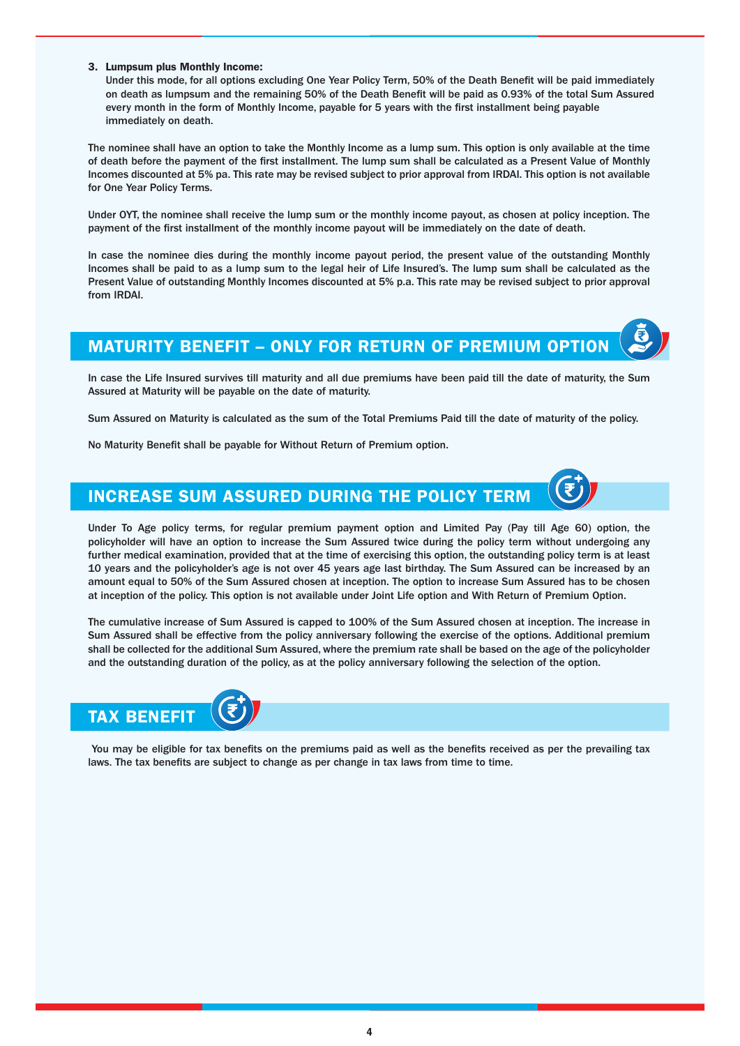3. **Lumpsum plus Monthly Income:**
   Under this mode, for all options excluding One Year Policy Term, 50% of the Death Benefit will be paid immediately on death as lumpsum and the remaining 50% of the Death Benefit will be paid as 0.93% of the total Sum Assured every month in the form of Monthly Income, payable for 5 years with the first installment being payable immediately on death.

The nominee shall have an option to take the Monthly Income as a lump sum. This option is only available at the time of death before the payment of the first installment. The lump sum shall be calculated as a Present Value of Monthly Incomes discounted at 5% pa. This rate may be revised subject to prior approval from IRDAI. This option is not available for One Year Policy Terms.

Under OYT, the nominee shall receive the lump sum or the monthly income payout, as chosen at policy inception. The payment of the first installment of the monthly income payout will be immediately on the date of death.

In case the nominee dies during the monthly income payout period, the present value of the outstanding Monthly Incomes shall be paid to as a lump sum to the legal heir of Life Insured's. The lump sum shall be calculated as the Present Value of outstanding Monthly Incomes discounted at 5% p.a. This rate may be revised subject to prior approval from IRDAI.

## MATURITY BENEFIT – ONLY FOR RETURN OF PREMIUM OPTION

In case the Life Insured survives till maturity and all due premiums have been paid till the date of maturity, the Sum Assured at Maturity will be payable on the date of maturity.

Sum Assured on Maturity is calculated as the sum of the Total Premiums Paid till the date of maturity of the policy.

No Maturity Benefit shall be payable for Without Return of Premium option.

## INCREASE SUM ASSURED DURING THE POLICY TERM

Under To Age policy terms, for regular premium payment option and Limited Pay (Pay till Age 60) option, the policyholder will have an option to increase the Sum Assured twice during the policy term without undergoing any further medical examination, provided that at the time of exercising this option, the outstanding policy term is at least 10 years and the policyholder's age is not over 45 years age last birthday. The Sum Assured can be increased by an amount equal to 50% of the Sum Assured chosen at inception. The option to increase Sum Assured has to be chosen at inception of the policy. This option is not available under Joint Life option and With Return of Premium Option.

The cumulative increase of Sum Assured is capped to 100% of the Sum Assured chosen at inception. The increase in Sum Assured shall be effective from the policy anniversary following the exercise of the options. Additional premium shall be collected for the additional Sum Assured, where the premium rate shall be based on the age of the policyholder and the outstanding duration of the policy, as at the policy anniversary following the selection of the option.

## TAX BENEFIT

You may be eligible for tax benefits on the premiums paid as well as the benefits received as per the prevailing tax laws. The tax benefits are subject to change as per change in tax laws from time to time.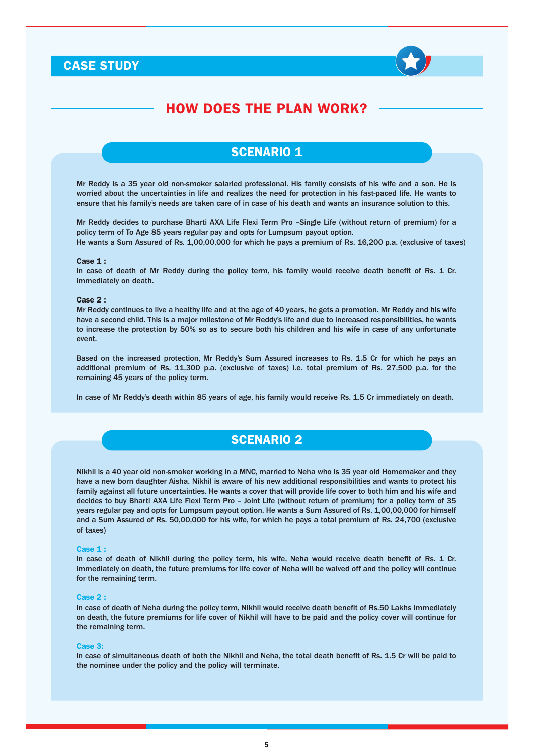## CASE STUDY

# HOW DOES THE PLAN WORK?

## SCENARIO 1

Mr Reddy is a 35 year old non-smoker salaried professional. His family consists of his wife and a son. He is worried about the uncertainties in life and realizes the need for protection in his fast-paced life. He wants to ensure that his family's needs are taken care of in case of his death and wants an insurance solution to this.

Mr Reddy decides to purchase Bharti AXA Life Flexi Term Pro –Single Life (without return of premium) for a policy term of To Age 85 years regular pay and opts for Lumpsum payout option.
He wants a Sum Assured of Rs. 1,00,00,000 for which he pays a premium of Rs. 16,200 p.a. (exclusive of taxes)

**Case 1 :**
In case of death of Mr Reddy during the policy term, his family would receive death benefit of Rs. 1 Cr. immediately on death.

**Case 2 :**
Mr Reddy continues to live a healthy life and at the age of 40 years, he gets a promotion. Mr Reddy and his wife have a second child. This is a major milestone of Mr Reddy's life and due to increased responsibilities, he wants to increase the protection by 50% so as to secure both his children and his wife in case of any unfortunate event.

Based on the increased protection, Mr Reddy's Sum Assured increases to Rs. 1.5 Cr for which he pays an additional premium of Rs. 11,300 p.a. (exclusive of taxes) i.e. total premium of Rs. 27,500 p.a. for the remaining 45 years of the policy term.

In case of Mr Reddy's death within 85 years of age, his family would receive Rs. 1.5 Cr immediately on death.

## SCENARIO 2

Nikhil is a 40 year old non-smoker working in a MNC, married to Neha who is 35 year old Homemaker and they have a new born daughter Aisha. Nikhil is aware of his new additional responsibilities and wants to protect his family against all future uncertainties. He wants a cover that will provide life cover to both him and his wife and decides to buy Bharti AXA Life Flexi Term Pro – Joint Life (without return of premium) for a policy term of 35 years regular pay and opts for Lumpsum payout option. He wants a Sum Assured of Rs. 1,00,00,000 for himself and a Sum Assured of Rs. 50,00,000 for his wife, for which he pays a total premium of Rs. 24,700 (exclusive of taxes)

**Case 1 :**
In case of death of Nikhil during the policy term, his wife, Neha would receive death benefit of Rs. 1 Cr. immediately on death, the future premiums for life cover of Neha will be waived off and the policy will continue for the remaining term.

**Case 2 :**
In case of death of Neha during the policy term, Nikhil would receive death benefit of Rs.50 Lakhs immediately on death, the future premiums for life cover of Nikhil will have to be paid and the policy cover will continue for the remaining term.

**Case 3:**
In case of simultaneous death of both the Nikhil and Neha, the total death benefit of Rs. 1.5 Cr will be paid to the nominee under the policy and the policy will terminate.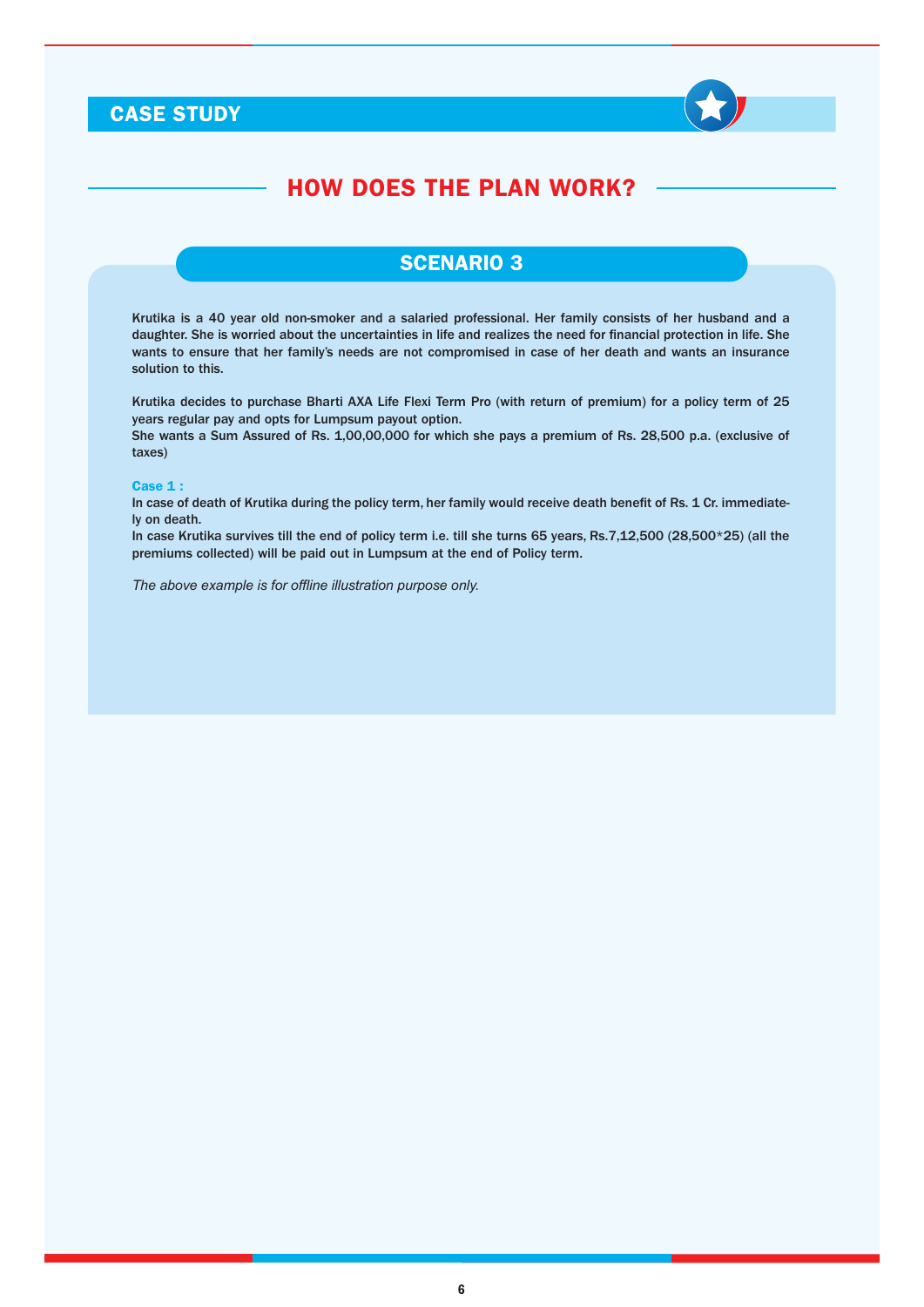## CASE STUDY

# HOW DOES THE PLAN WORK?

## SCENARIO 3

Krutika is a 40 year old non-smoker and a salaried professional. Her family consists of her husband and a daughter. She is worried about the uncertainties in life and realizes the need for financial protection in life. She wants to ensure that her family's needs are not compromised in case of her death and wants an insurance solution to this.

Krutika decides to purchase Bharti AXA Life Flexi Term Pro (with return of premium) for a policy term of 25 years regular pay and opts for Lumpsum payout option.
She wants a Sum Assured of Rs. 1,00,00,000 for which she pays a premium of Rs. 28,500 p.a. (exclusive of taxes)

**Case 1 :**
In case of death of Krutika during the policy term, her family would receive death benefit of Rs. 1 Cr. immediately on death.
In case Krutika survives till the end of policy term i.e. till she turns 65 years, Rs.7,12,500 (28,500*25) (all the premiums collected) will be paid out in Lumpsum at the end of Policy term.

*The above example is for offline illustration purpose only.*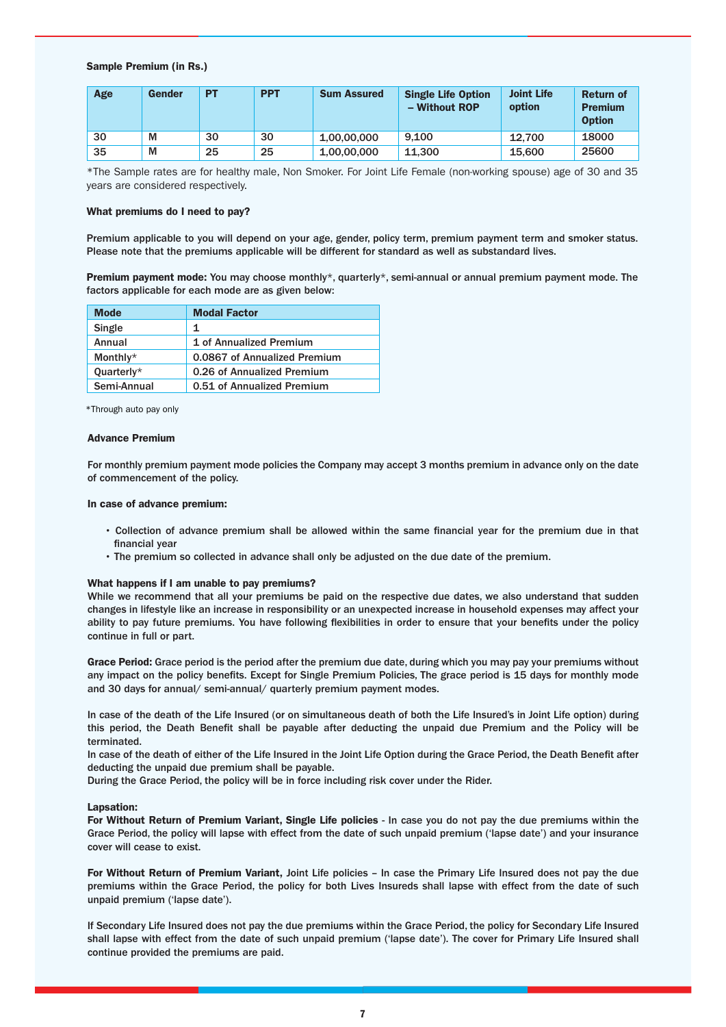**Sample Premium (in Rs.)**

| Age | Gender | PT | PPT | Sum Assured | Single Life Option – Without ROP | Joint Life option | Return of Premium Option |
|---|---|---|---|---|---|---|---|
| 30 | M | 30 | 30 | 1,00,00,000 | 9,100 | 12,700 | 18000 |
| 35 | M | 25 | 25 | 1,00,00,000 | 11,300 | 15,600 | 25600 |

*The Sample rates are for healthy male, Non Smoker. For Joint Life Female (non-working spouse) age of 30 and 35 years are considered respectively.

**What premiums do I need to pay?**

Premium applicable to you will depend on your age, gender, policy term, premium payment term and smoker status. Please note that the premiums applicable will be different for standard as well as substandard lives.

**Premium payment mode:** You may choose monthly*, quarterly*, semi-annual or annual premium payment mode. The factors applicable for each mode are as given below:

| Mode | Modal Factor |
|---|---|
| Single | 1 |
| Annual | 1 of Annualized Premium |
| Monthly* | 0.0867 of Annualized Premium |
| Quarterly* | 0.26 of Annualized Premium |
| Semi-Annual | 0.51 of Annualized Premium |

*Through auto pay only

**Advance Premium**

For monthly premium payment mode policies the Company may accept 3 months premium in advance only on the date of commencement of the policy.

**In case of advance premium:**

- Collection of advance premium shall be allowed within the same financial year for the premium due in that financial year
- The premium so collected in advance shall only be adjusted on the due date of the premium.

**What happens if I am unable to pay premiums?**

While we recommend that all your premiums be paid on the respective due dates, we also understand that sudden changes in lifestyle like an increase in responsibility or an unexpected increase in household expenses may affect your ability to pay future premiums. You have following flexibilities in order to ensure that your benefits under the policy continue in full or part.

**Grace Period:** Grace period is the period after the premium due date, during which you may pay your premiums without any impact on the policy benefits. Except for Single Premium Policies, The grace period is 15 days for monthly mode and 30 days for annual/ semi-annual/ quarterly premium payment modes.

In case of the death of the Life Insured (or on simultaneous death of both the Life Insured's in Joint Life option) during this period, the Death Benefit shall be payable after deducting the unpaid due Premium and the Policy will be terminated.

In case of the death of either of the Life Insured in the Joint Life Option during the Grace Period, the Death Benefit after deducting the unpaid due premium shall be payable.

During the Grace Period, the policy will be in force including risk cover under the Rider.

**Lapsation:**

**For Without Return of Premium Variant, Single Life policies** - In case you do not pay the due premiums within the Grace Period, the policy will lapse with effect from the date of such unpaid premium ('lapse date') and your insurance cover will cease to exist.

**For Without Return of Premium Variant,** Joint Life policies – In case the Primary Life Insured does not pay the due premiums within the Grace Period, the policy for both Lives Insureds shall lapse with effect from the date of such unpaid premium ('lapse date').

If Secondary Life Insured does not pay the due premiums within the Grace Period, the policy for Secondary Life Insured shall lapse with effect from the date of such unpaid premium ('lapse date'). The cover for Primary Life Insured shall continue provided the premiums are paid.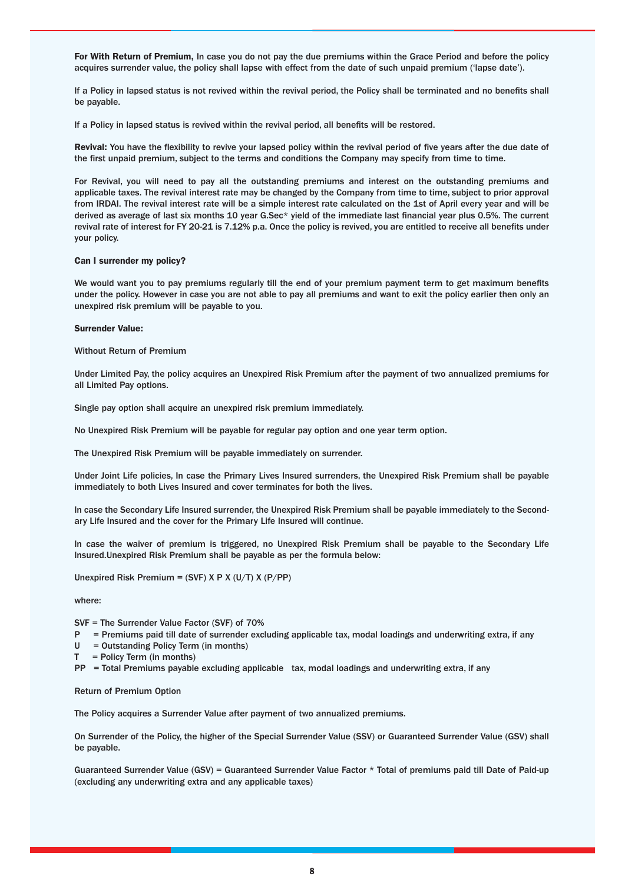**For With Return of Premium,** In case you do not pay the due premiums within the Grace Period and before the policy acquires surrender value, the policy shall lapse with effect from the date of such unpaid premium ('lapse date').

If a Policy in lapsed status is not revived within the revival period, the Policy shall be terminated and no benefits shall be payable.

If a Policy in lapsed status is revived within the revival period, all benefits will be restored.

**Revival:** You have the flexibility to revive your lapsed policy within the revival period of five years after the due date of the first unpaid premium, subject to the terms and conditions the Company may specify from time to time.

For Revival, you will need to pay all the outstanding premiums and interest on the outstanding premiums and applicable taxes. The revival interest rate may be changed by the Company from time to time, subject to prior approval from IRDAI. The revival interest rate will be a simple interest rate calculated on the 1st of April every year and will be derived as average of last six months 10 year G.Sec* yield of the immediate last financial year plus 0.5%. The current revival rate of interest for FY 20-21 is 7.12% p.a. Once the policy is revived, you are entitled to receive all benefits under your policy.

**Can I surrender my policy?**

We would want you to pay premiums regularly till the end of your premium payment term to get maximum benefits under the policy. However in case you are not able to pay all premiums and want to exit the policy earlier then only an unexpired risk premium will be payable to you.

**Surrender Value:**

Without Return of Premium

Under Limited Pay, the policy acquires an Unexpired Risk Premium after the payment of two annualized premiums for all Limited Pay options.

Single pay option shall acquire an unexpired risk premium immediately.

No Unexpired Risk Premium will be payable for regular pay option and one year term option.

The Unexpired Risk Premium will be payable immediately on surrender.

Under Joint Life policies, In case the Primary Lives Insured surrenders, the Unexpired Risk Premium shall be payable immediately to both Lives Insured and cover terminates for both the lives.

In case the Secondary Life Insured surrender, the Unexpired Risk Premium shall be payable immediately to the Secondary Life Insured and the cover for the Primary Life Insured will continue.

In case the waiver of premium is triggered, no Unexpired Risk Premium shall be payable to the Secondary Life Insured.Unexpired Risk Premium shall be payable as per the formula below:

Unexpired Risk Premium = (SVF) X P X (U/T) X (P/PP)

where:

SVF = The Surrender Value Factor (SVF) of 70%
P = Premiums paid till date of surrender excluding applicable tax, modal loadings and underwriting extra, if any
U = Outstanding Policy Term (in months)
T = Policy Term (in months)
PP = Total Premiums payable excluding applicable tax, modal loadings and underwriting extra, if any

Return of Premium Option

The Policy acquires a Surrender Value after payment of two annualized premiums.

On Surrender of the Policy, the higher of the Special Surrender Value (SSV) or Guaranteed Surrender Value (GSV) shall be payable.

Guaranteed Surrender Value (GSV) = Guaranteed Surrender Value Factor * Total of premiums paid till Date of Paid-up (excluding any underwriting extra and any applicable taxes)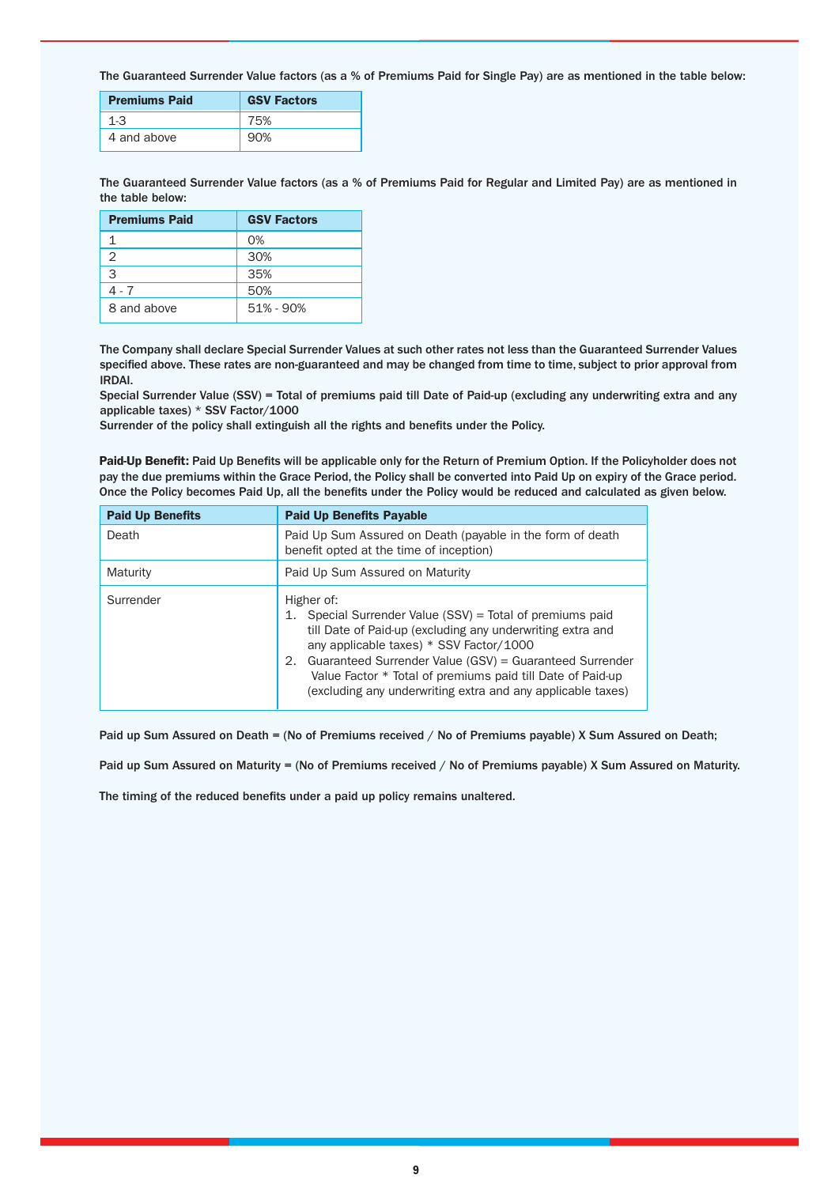**The Guaranteed Surrender Value factors (as a % of Premiums Paid for Single Pay) are as mentioned in the table below:**

| Premiums Paid | GSV Factors |
|---|---|
| 1-3 | 75% |
| 4 and above | 90% |

**The Guaranteed Surrender Value factors (as a % of Premiums Paid for Regular and Limited Pay) are as mentioned in the table below:**

| Premiums Paid | GSV Factors |
|---|---|
| 1 | 0% |
| 2 | 30% |
| 3 | 35% |
| 4 - 7 | 50% |
| 8 and above | 51% - 90% |

**The Company shall declare Special Surrender Values at such other rates not less than the Guaranteed Surrender Values specified above. These rates are non-guaranteed and may be changed from time to time, subject to prior approval from IRDAI.**
**Special Surrender Value (SSV) = Total of premiums paid till Date of Paid-up (excluding any underwriting extra and any applicable taxes) * SSV Factor/1000**
**Surrender of the policy shall extinguish all the rights and benefits under the Policy.**

**Paid-Up Benefit:** **Paid Up Benefits will be applicable only for the Return of Premium Option. If the Policyholder does not pay the due premiums within the Grace Period, the Policy shall be converted into Paid Up on expiry of the Grace period. Once the Policy becomes Paid Up, all the benefits under the Policy would be reduced and calculated as given below.**

| Paid Up Benefits | Paid Up Benefits Payable |
|---|---|
| Death | Paid Up Sum Assured on Death (payable in the form of death benefit opted at the time of inception) |
| Maturity | Paid Up Sum Assured on Maturity |
| Surrender | Higher of:<br>1. Special Surrender Value (SSV) = Total of premiums paid till Date of Paid-up (excluding any underwriting extra and any applicable taxes) * SSV Factor/1000<br>2. Guaranteed Surrender Value (GSV) = Guaranteed Surrender Value Factor * Total of premiums paid till Date of Paid-up (excluding any underwriting extra and any applicable taxes) |

**Paid up Sum Assured on Death = (No of Premiums received / No of Premiums payable) X Sum Assured on Death;**

**Paid up Sum Assured on Maturity = (No of Premiums received / No of Premiums payable) X Sum Assured on Maturity.**

**The timing of the reduced benefits under a paid up policy remains unaltered.**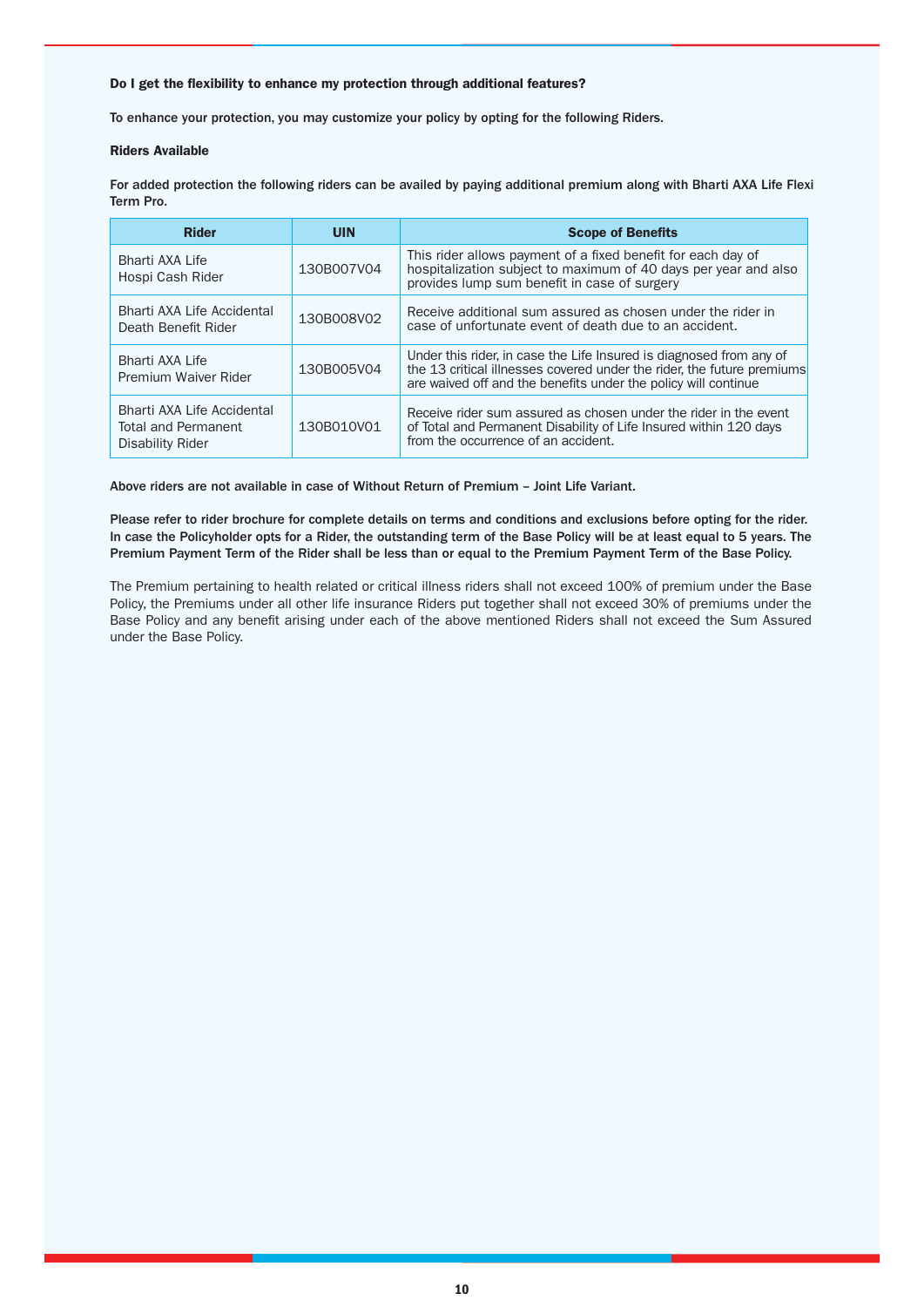**Do I get the flexibility to enhance my protection through additional features?**

**To enhance your protection, you may customize your policy by opting for the following Riders.**

**Riders Available**

**For added protection the following riders can be availed by paying additional premium along with Bharti AXA Life Flexi Term Pro.**

| Rider | UIN | Scope of Benefits |
|---|---|---|
| Bharti AXA Life Hospi Cash Rider | 130B007V04 | This rider allows payment of a fixed benefit for each day of hospitalization subject to maximum of 40 days per year and also provides lump sum benefit in case of surgery |
| Bharti AXA Life Accidental Death Benefit Rider | 130B008V02 | Receive additional sum assured as chosen under the rider in case of unfortunate event of death due to an accident. |
| Bharti AXA Life Premium Waiver Rider | 130B005V04 | Under this rider, in case the Life Insured is diagnosed from any of the 13 critical illnesses covered under the rider, the future premiums are waived off and the benefits under the policy will continue |
| Bharti AXA Life Accidental Total and Permanent Disability Rider | 130B010V01 | Receive rider sum assured as chosen under the rider in the event of Total and Permanent Disability of Life Insured within 120 days from the occurrence of an accident. |

**Above riders are not available in case of Without Return of Premium – Joint Life Variant.**

**Please refer to rider brochure for complete details on terms and conditions and exclusions before opting for the rider. In case the Policyholder opts for a Rider, the outstanding term of the Base Policy will be at least equal to 5 years. The Premium Payment Term of the Rider shall be less than or equal to the Premium Payment Term of the Base Policy.**

The Premium pertaining to health related or critical illness riders shall not exceed 100% of premium under the Base Policy, the Premiums under all other life insurance Riders put together shall not exceed 30% of premiums under the Base Policy and any benefit arising under each of the above mentioned Riders shall not exceed the Sum Assured under the Base Policy.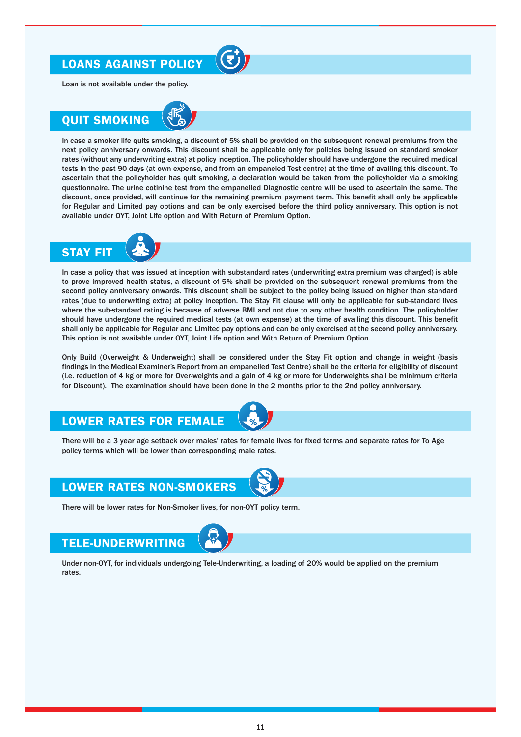## LOANS AGAINST POLICY

Loan is not available under the policy.

## QUIT SMOKING

In case a smoker life quits smoking, a discount of 5% shall be provided on the subsequent renewal premiums from the next policy anniversary onwards. This discount shall be applicable only for policies being issued on standard smoker rates (without any underwriting extra) at policy inception. The policyholder should have undergone the required medical tests in the past 90 days (at own expense, and from an empaneled Test centre) at the time of availing this discount. To ascertain that the policyholder has quit smoking, a declaration would be taken from the policyholder via a smoking questionnaire. The urine cotinine test from the empanelled Diagnostic centre will be used to ascertain the same. The discount, once provided, will continue for the remaining premium payment term. This benefit shall only be applicable for Regular and Limited pay options and can be only exercised before the third policy anniversary. This option is not available under OYT, Joint Life option and With Return of Premium Option.

## STAY FIT

In case a policy that was issued at inception with substandard rates (underwriting extra premium was charged) is able to prove improved health status, a discount of 5% shall be provided on the subsequent renewal premiums from the second policy anniversary onwards. This discount shall be subject to the policy being issued on higher than standard rates (due to underwriting extra) at policy inception. The Stay Fit clause will only be applicable for sub-standard lives where the sub-standard rating is because of adverse BMI and not due to any other health condition. The policyholder should have undergone the required medical tests (at own expense) at the time of availing this discount. This benefit shall only be applicable for Regular and Limited pay options and can be only exercised at the second policy anniversary. This option is not available under OYT, Joint Life option and With Return of Premium Option.

Only Build (Overweight & Underweight) shall be considered under the Stay Fit option and change in weight (basis findings in the Medical Examiner's Report from an empanelled Test Centre) shall be the criteria for eligibility of discount (i.e. reduction of 4 kg or more for Over-weights and a gain of 4 kg or more for Underweights shall be minimum criteria for Discount). The examination should have been done in the 2 months prior to the 2nd policy anniversary.

## LOWER RATES FOR FEMALE

There will be a 3 year age setback over males' rates for female lives for fixed terms and separate rates for To Age policy terms which will be lower than corresponding male rates.

## LOWER RATES NON-SMOKERS

There will be lower rates for Non-Smoker lives, for non-OYT policy term.

## TELE-UNDERWRITING

Under non-OYT, for individuals undergoing Tele-Underwriting, a loading of 20% would be applied on the premium rates.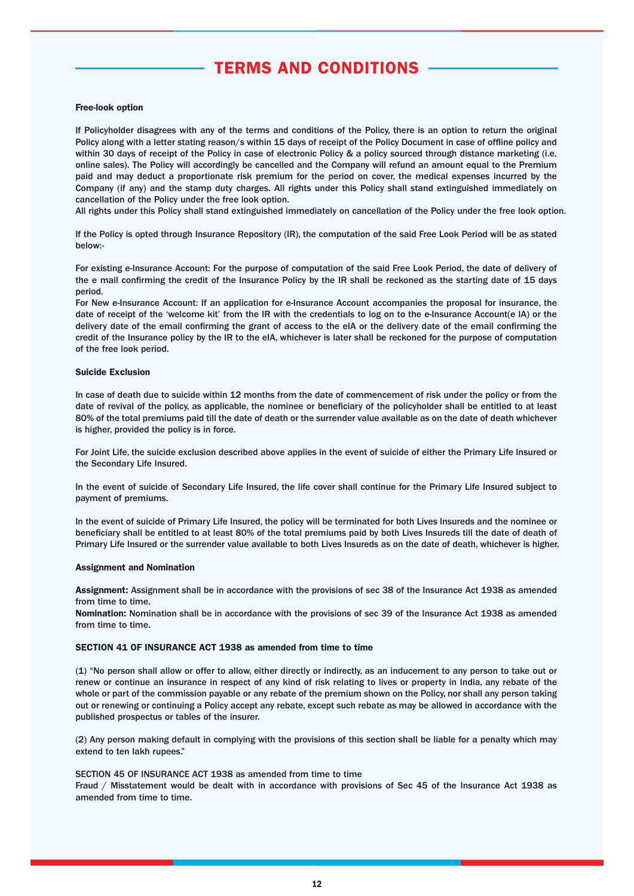# TERMS AND CONDITIONS

**Free-look option**

If Policyholder disagrees with any of the terms and conditions of the Policy, there is an option to return the original Policy along with a letter stating reason/s within 15 days of receipt of the Policy Document in case of offline policy and within 30 days of receipt of the Policy in case of electronic Policy & a policy sourced through distance marketing (i.e. online sales). The Policy will accordingly be cancelled and the Company will refund an amount equal to the Premium paid and may deduct a proportionate risk premium for the period on cover, the medical expenses incurred by the Company (if any) and the stamp duty charges. All rights under this Policy shall stand extinguished immediately on cancellation of the Policy under the free look option.
All rights under this Policy shall stand extinguished immediately on cancellation of the Policy under the free look option.

If the Policy is opted through Insurance Repository (IR), the computation of the said Free Look Period will be as stated below:-

For existing e-Insurance Account: For the purpose of computation of the said Free Look Period, the date of delivery of the e mail confirming the credit of the Insurance Policy by the IR shall be reckoned as the starting date of 15 days period.
For New e-Insurance Account: If an application for e-Insurance Account accompanies the proposal for insurance, the date of receipt of the 'welcome kit' from the IR with the credentials to log on to the e-Insurance Account(e IA) or the delivery date of the email confirming the grant of access to the eIA or the delivery date of the email confirming the credit of the Insurance policy by the IR to the eIA, whichever is later shall be reckoned for the purpose of computation of the free look period.

**Suicide Exclusion**

In case of death due to suicide within 12 months from the date of commencement of risk under the policy or from the date of revival of the policy, as applicable, the nominee or beneficiary of the policyholder shall be entitled to at least 80% of the total premiums paid till the date of death or the surrender value available as on the date of death whichever is higher, provided the policy is in force.

For Joint Life, the suicide exclusion described above applies in the event of suicide of either the Primary Life Insured or the Secondary Life Insured.

In the event of suicide of Secondary Life Insured, the life cover shall continue for the Primary Life Insured subject to payment of premiums.

In the event of suicide of Primary Life Insured, the policy will be terminated for both Lives Insureds and the nominee or beneficiary shall be entitled to at least 80% of the total premiums paid by both Lives Insureds till the date of death of Primary Life Insured or the surrender value available to both Lives Insureds as on the date of death, whichever is higher.

**Assignment and Nomination**

**Assignment:** Assignment shall be in accordance with the provisions of sec 38 of the Insurance Act 1938 as amended from time to time.
**Nomination:** Nomination shall be in accordance with the provisions of sec 39 of the Insurance Act 1938 as amended from time to time.

**SECTION 41 OF INSURANCE ACT 1938 as amended from time to time**

(1) "No person shall allow or offer to allow, either directly or indirectly, as an inducement to any person to take out or renew or continue an insurance in respect of any kind of risk relating to lives or property in India, any rebate of the whole or part of the commission payable or any rebate of the premium shown on the Policy, nor shall any person taking out or renewing or continuing a Policy accept any rebate, except such rebate as may be allowed in accordance with the published prospectus or tables of the insurer.

(2) Any person making default in complying with the provisions of this section shall be liable for a penalty which may extend to ten lakh rupees."

SECTION 45 OF INSURANCE ACT 1938 as amended from time to time
Fraud / Misstatement would be dealt with in accordance with provisions of Sec 45 of the Insurance Act 1938 as amended from time to time.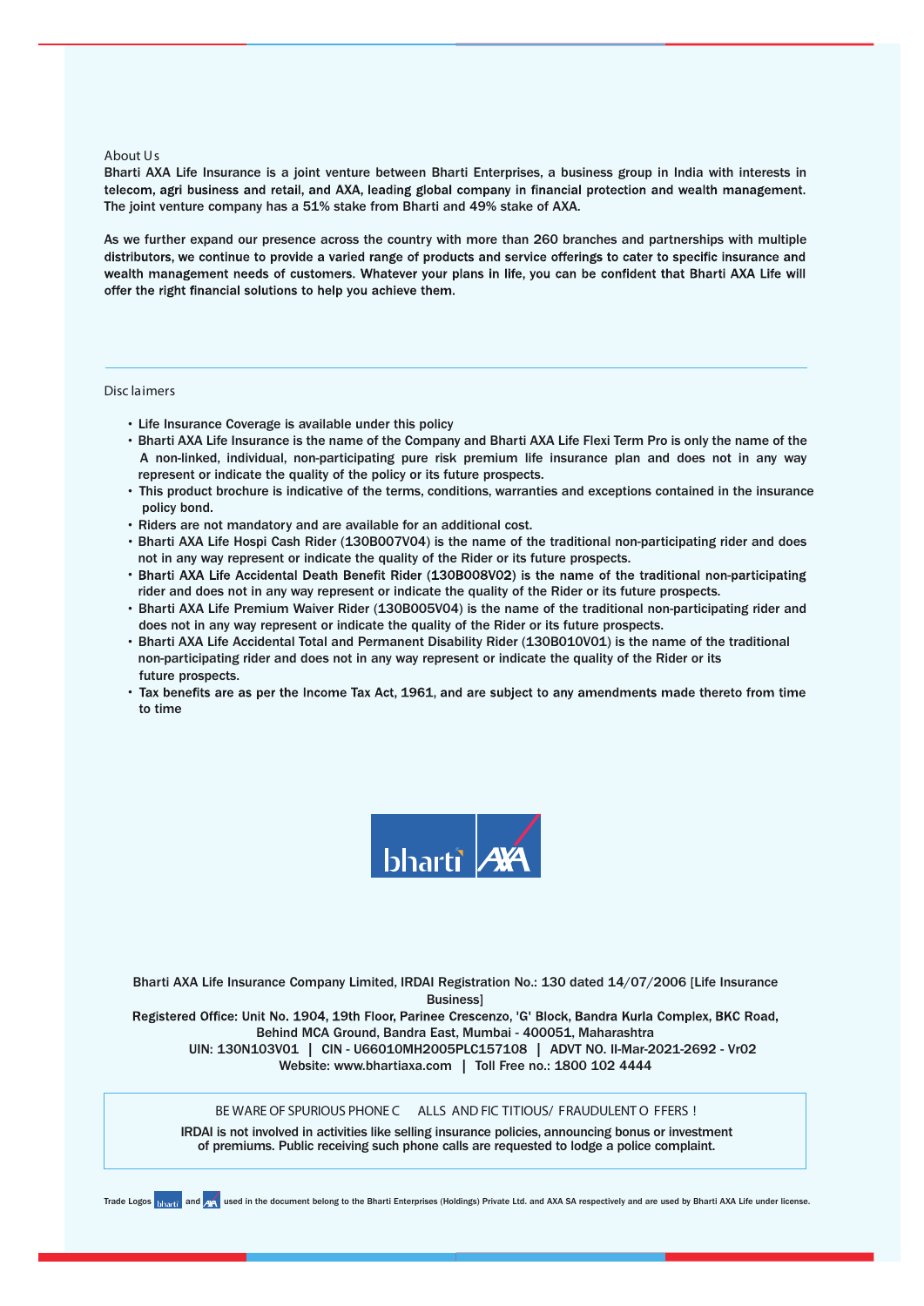## About Us

Bharti AXA Life Insurance is a joint venture between Bharti Enterprises, a business group in India with interests in telecom, agri business and retail, and AXA, leading global company in financial protection and wealth management. The joint venture company has a 51% stake from Bharti and 49% stake of AXA.

As we further expand our presence across the country with more than 260 branches and partnerships with multiple distributors, we continue to provide a varied range of products and service offerings to cater to specific insurance and wealth management needs of customers. Whatever your plans in life, you can be confident that Bharti AXA Life will offer the right financial solutions to help you achieve them.

## Disclaimers

- Life Insurance Coverage is available under this policy
- Bharti AXA Life Insurance is the name of the Company and Bharti AXA Life Flexi Term Pro is only the name of the A non-linked, individual, non-participating pure risk premium life insurance plan and does not in any way represent or indicate the quality of the policy or its future prospects.
- This product brochure is indicative of the terms, conditions, warranties and exceptions contained in the insurance policy bond.
- Riders are not mandatory and are available for an additional cost.
- Bharti AXA Life Hospi Cash Rider (130B007V04) is the name of the traditional non-participating rider and does not in any way represent or indicate the quality of the Rider or its future prospects.
- Bharti AXA Life Accidental Death Benefit Rider (130B008V02) is the name of the traditional non-participating rider and does not in any way represent or indicate the quality of the Rider or its future prospects.
- Bharti AXA Life Premium Waiver Rider (130B005V04) is the name of the traditional non-participating rider and does not in any way represent or indicate the quality of the Rider or its future prospects.
- Bharti AXA Life Accidental Total and Permanent Disability Rider (130B010V01) is the name of the traditional non-participating rider and does not in any way represent or indicate the quality of the Rider or its future prospects.
- Tax benefits are as per the Income Tax Act, 1961, and are subject to any amendments made thereto from time to time

bharti AXA

Bharti AXA Life Insurance Company Limited, IRDAI Registration No.: 130 dated 14/07/2006 [Life Insurance Business]
Registered Office: Unit No. 1904, 19th Floor, Parinee Crescenzo, 'G' Block, Bandra Kurla Complex, BKC Road, Behind MCA Ground, Bandra East, Mumbai - 400051, Maharashtra
UIN: 130N103V01 | CIN - U66010MH2005PLC157108 | ADVT NO. II-Mar-2021-2692 - Vr02
Website: www.bhartiaxa.com | Toll Free no.: 1800 102 4444

BEWARE OF SPURIOUS PHONE CALLS AND FICTITIOUS/ FRAUDULENT OFFERS !

IRDAI is not involved in activities like selling insurance policies, announcing bonus or investment of premiums. Public receiving such phone calls are requested to lodge a police complaint.

Trade Logos bharti and AXA used in the document belong to the Bharti Enterprises (Holdings) Private Ltd. and AXA SA respectively and are used by Bharti AXA Life under license.